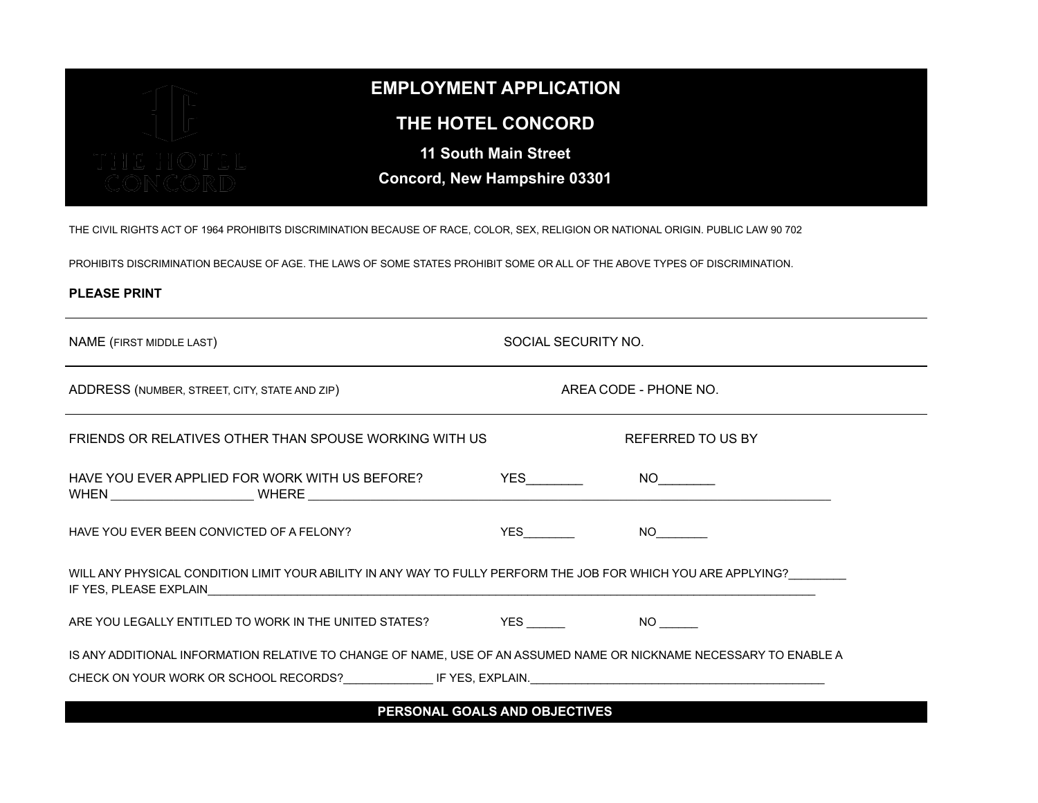# EMPLOYMENT APPLICATION

## THE HOTEL CONCORD

**11 South Main Street**

**Concord, New Hampshire 03301**

THE CIVIL RIGHTS ACT OF 1964 PROHIBITS DISCRIMINATION BECAUSE OF RACE, COLOR, SEX, RELIGION OR NATIONAL ORIGIN. PUBLIC LAW 90 702

PROHIBITS DISCRIMINATION BECAUSE OF AGE. THE LAWS OF SOME STATES PROHIBIT SOME OR ALL OF THE ABOVE TYPES OF DISCRIMINATION.

**PLEASE PRINT**

NAME (FIRST MIDDLE LAST) SOCIAL SECURITY NO.

ADDRESS (NUMBER, STREET, CITY, STATE AND ZIP) AREA CODE - PHONE NO.

FRIENDS OR RELATIVES OTHER THAN SPOUSE WORKING WITH US REFERRED TO US BY

HAVE YOU EVER APPLIED FOR WORK WITH US BEFORE? YES________ NO________
WHEN ____________________ WHERE ________________________________________________________________________________

HAVE YOU EVER BEEN CONVICTED OF A FELONY? YES________ NO________

WILL ANY PHYSICAL CONDITION LIMIT YOUR ABILITY IN ANY WAY TO FULLY PERFORM THE JOB FOR WHICH YOU ARE APPLYING?_________
IF YES, PLEASE EXPLAIN________________________________________________________________________________________________

ARE YOU LEGALLY ENTITLED TO WORK IN THE UNITED STATES? YES ______ NO ______

IS ANY ADDITIONAL INFORMATION RELATIVE TO CHANGE OF NAME, USE OF AN ASSUMED NAME OR NICKNAME NECESSARY TO ENABLE A CHECK ON YOUR WORK OR SCHOOL RECORDS?_____________ IF YES, EXPLAIN.______________________________________________

## PERSONAL GOALS AND OBJECTIVES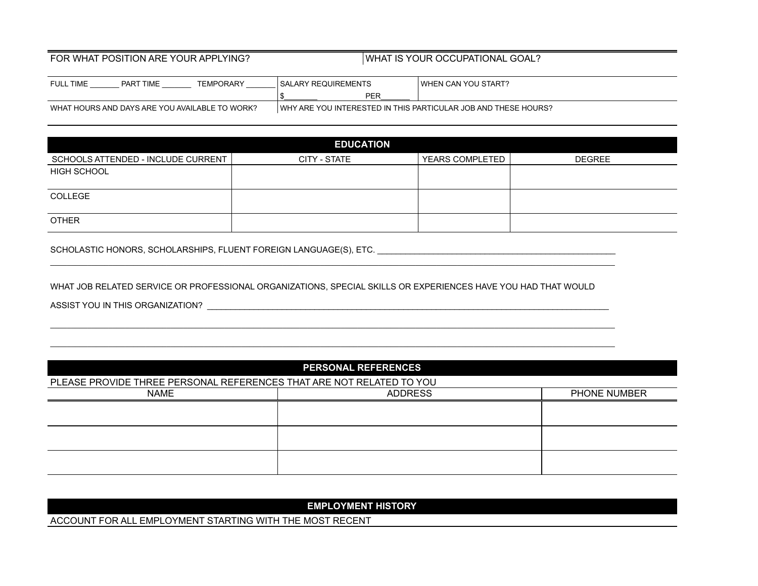| FOR WHAT POSITION ARE YOUR APPLYING? | | WHAT IS YOUR OCCUPATIONAL GOAL? |
|---|---|---|
| FULL TIME _______ PART TIME _______ TEMPORARY _______ | SALARY REQUIREMENTS<br>$________ PER_______ | WHEN CAN YOU START? |
| WHAT HOURS AND DAYS ARE YOU AVAILABLE TO WORK? | WHY ARE YOU INTERESTED IN THIS PARTICULAR JOB AND THESE HOURS? | |

## EDUCATION

| SCHOOLS ATTENDED - INCLUDE CURRENT | CITY - STATE | YEARS COMPLETED | DEGREE |
|---|---|---|---|
| HIGH SCHOOL | | | |
| COLLEGE | | | |
| OTHER | | | |

SCHOLASTIC HONORS, SCHOLARSHIPS, FLUENT FOREIGN LANGUAGE(S), ETC. ____________________________________________________

________________________________________________________________________________________________________

WHAT JOB RELATED SERVICE OR PROFESSIONAL ORGANIZATIONS, SPECIAL SKILLS OR EXPERIENCES HAVE YOU HAD THAT WOULD

ASSIST YOU IN THIS ORGANIZATION? ___________________________________________________________________________

________________________________________________________________________________________________________

________________________________________________________________________________________________________

## PERSONAL REFERENCES

PLEASE PROVIDE THREE PERSONAL REFERENCES THAT ARE NOT RELATED TO YOU

| NAME | ADDRESS | PHONE NUMBER |
|---|---|---|
| | | |
| | | |
| | | |

## EMPLOYMENT HISTORY

ACCOUNT FOR ALL EMPLOYMENT STARTING WITH THE MOST RECENT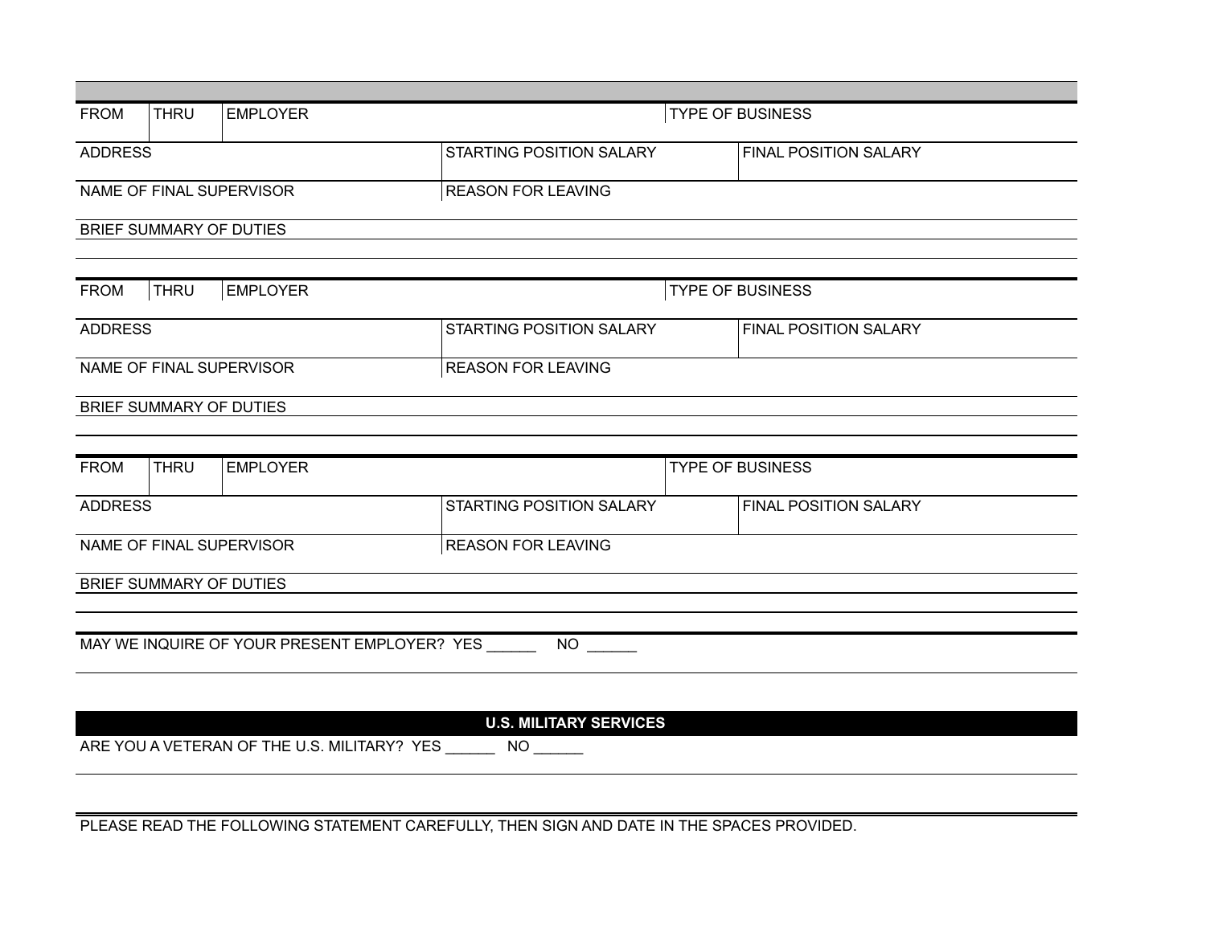| FROM | THRU | EMPLOYER | TYPE OF BUSINESS |
|---|---|---|---|

| ADDRESS | STARTING POSITION SALARY | FINAL POSITION SALARY |
|---|---|---|

| NAME OF FINAL SUPERVISOR | REASON FOR LEAVING |
|---|---|

BRIEF SUMMARY OF DUTIES

| FROM | THRU | EMPLOYER | TYPE OF BUSINESS |
|---|---|---|---|

| ADDRESS | STARTING POSITION SALARY | FINAL POSITION SALARY |
|---|---|---|

| NAME OF FINAL SUPERVISOR | REASON FOR LEAVING |
|---|---|

BRIEF SUMMARY OF DUTIES

| FROM | THRU | EMPLOYER | TYPE OF BUSINESS |
|---|---|---|---|

| ADDRESS | STARTING POSITION SALARY | FINAL POSITION SALARY |
|---|---|---|

| NAME OF FINAL SUPERVISOR | REASON FOR LEAVING |
|---|---|

BRIEF SUMMARY OF DUTIES

MAY WE INQUIRE OF YOUR PRESENT EMPLOYER? YES ______ NO ______

## U.S. MILITARY SERVICES

ARE YOU A VETERAN OF THE U.S. MILITARY? YES ______ NO ______

PLEASE READ THE FOLLOWING STATEMENT CAREFULLY, THEN SIGN AND DATE IN THE SPACES PROVIDED.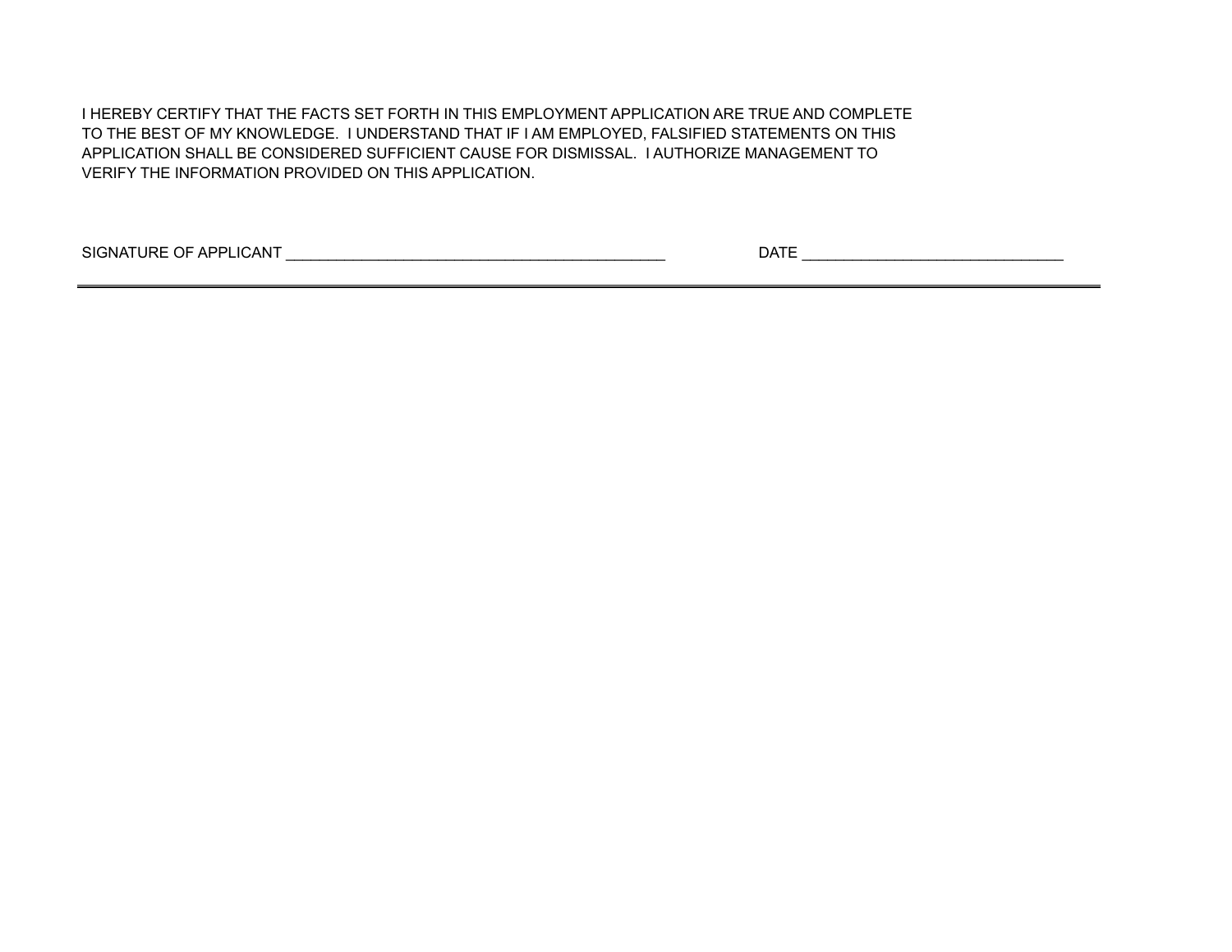I HEREBY CERTIFY THAT THE FACTS SET FORTH IN THIS EMPLOYMENT APPLICATION ARE TRUE AND COMPLETE TO THE BEST OF MY KNOWLEDGE. I UNDERSTAND THAT IF I AM EMPLOYED, FALSIFIED STATEMENTS ON THIS APPLICATION SHALL BE CONSIDERED SUFFICIENT CAUSE FOR DISMISSAL. I AUTHORIZE MANAGEMENT TO VERIFY THE INFORMATION PROVIDED ON THIS APPLICATION.

SIGNATURE OF APPLICANT ______________________________________________ DATE ______________________________

---